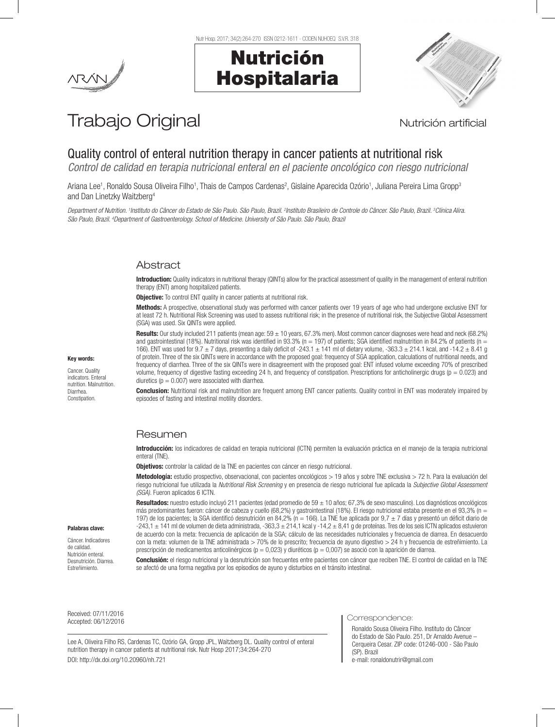# Trabajo Original

Nutrición artificial

## Quality control of enteral nutrition therapy in cancer patients at nutritional risk

*Control de calidad en terapia nutricional enteral en el paciente oncológico con riesgo nutricional*

Ariana Lee[1], Ronaldo Sousa Oliveira Filho[1], Thais de Campos Cardenas[2], Gislaine Aparecida Ozório[1], Juliana Pereira Lima Gropp[3] and Dan Linetzky Waitzberg[4]

*Department of Nutrition. [1]Instituto do Câncer do Estado de São Paulo. São Paulo, Brazil. [2]Instituto Brasileiro de Controle do Câncer. São Paulo, Brazil. [3]Clínica Alira. São Paulo, Brazil. [4]Department of Gastroenterology. School of Medicine. University of São Paulo. São Paulo, Brazil*

### Abstract

**Introduction:** Quality indicators in nutritional therapy (QINTs) allow for the practical assessment of quality in the management of enteral nutrition therapy (ENT) among hospitalized patients.

**Objective:** To control ENT quality in cancer patients at nutritional risk.

**Methods:** A prospective, observational study was performed with cancer patients over 19 years of age who had undergone exclusive ENT for at least 72 h. Nutritional Risk Screening was used to assess nutritional risk; in the presence of nutritional risk, the Subjective Global Assessment (SGA) was used. Six QINTs were applied.

**Results:** Our study included 211 patients (mean age: 59 ± 10 years, 67.3% men). Most common cancer diagnoses were head and neck (68.2%) and gastrointestinal (18%). Nutritional risk was identified in 93.3% (n = 197) of patients; SGA identified malnutrition in 84.2% of patients (n = 166). ENT was used for 9.7 ± 7 days, presenting a daily deficit of -243.1 ± 141 ml of dietary volume, -363.3 ± 214.1 kcal, and -14.2 ± 8.41 g of protein. Three of the six QINTs were in accordance with the proposed goal: frequency of SGA application, calculations of nutritional needs, and frequency of diarrhea. Three of the six QINTs were in disagreement with the proposed goal: ENT infused volume exceeding 70% of prescribed volume, frequency of digestive fasting exceeding 24 h, and frequency of constipation. Prescriptions for anticholinergic drugs (p = 0.023) and diuretics (p = 0.007) were associated with diarrhea.

**Conclusion:** Nutritional risk and malnutrition are frequent among ENT cancer patients. Quality control in ENT was moderately impaired by episodes of fasting and intestinal motility disorders.

**Key words:**

Cancer. Quality indicators. Enteral nutrition. Malnutrition. Diarrhea. Constipation.

### Resumen

**Introducción:** los indicadores de calidad en terapia nutricional (ICTN) permiten la evaluación práctica en el manejo de la terapia nutricional enteral (TNE).

**Objetivos:** controlar la calidad de la TNE en pacientes con cáncer en riesgo nutricional.

**Metodología:** estudio prospectivo, observacional, con pacientes oncológicos > 19 años y sobre TNE exclusiva > 72 h. Para la evaluación del riesgo nutricional fue utilizada la *Nutritional Risk Screening* y en presencia de riesgo nutricional fue aplicada la *Subjective Global Assessment (SGA)*. Fueron aplicados 6 ICTN.

**Resultados:** nuestro estudio incluyó 211 pacientes (edad promedio de 59 ± 10 años; 67,3% de sexo masculino). Los diagnósticos oncológicos más predominantes fueron: cáncer de cabeza y cuello (68,2%) y gastrointestinal (18%). El riesgo nutricional estaba presente en el 93,3% (n = 197) de los pacientes; la SGA identificó desnutrición en 84,2% (n = 166). La TNE fue aplicada por 9,7 ± 7 días y presentó un déficit diario de -243,1 ± 141 ml de volumen de dieta administrada, -363,3 ± 214,1 kcal y -14,2 ± 8,41 g de proteínas. Tres de los seis ICTN aplicados estuvieron de acuerdo con la meta: frecuencia de aplicación de la SGA; cálculo de las necesidades nutricionales y frecuencia de diarrea. En desacuerdo con la meta: volumen de la TNE administrada > 70% de lo prescrito; frecuencia de ayuno digestivo > 24 h y frecuencia de estreñimiento. La prescripción de medicamentos anticolinérgicos (p = 0,023) y diuréticos (p = 0,007) se asoció con la aparición de diarrea.

**Conclusión:** el riesgo nutricional y la desnutrición son frecuentes entre pacientes con cáncer que reciben TNE. El control de calidad en la TNE se afectó de una forma negativa por los episodios de ayuno y disturbios en el tránsito intestinal.

**Palabras clave:**

Cáncer. Indicadores de calidad. Nutrición enteral. Desnutrición. Diarrea. Estreñimiento.

Received: 07/11/2016
Accepted: 06/12/2016

Lee A, Oliveira Filho RS, Cardenas TC, Ozório GA, Gropp JPL, Waitzberg DL. Quality control of enteral nutrition therapy in cancer patients at nutritional risk. Nutr Hosp 2017;34:264-270

DOI: http://dx.doi.org/10.20960/nh.721

Correspondence:

Ronaldo Sousa Oliveira Filho. Instituto do Câncer do Estado de São Paulo. 251, Dr Arnaldo Avenue – Cerqueira Cesar. ZIP code: 01246-000 - São Paulo (SP). Brazil
e-mail: ronaldonutrir@gmail.com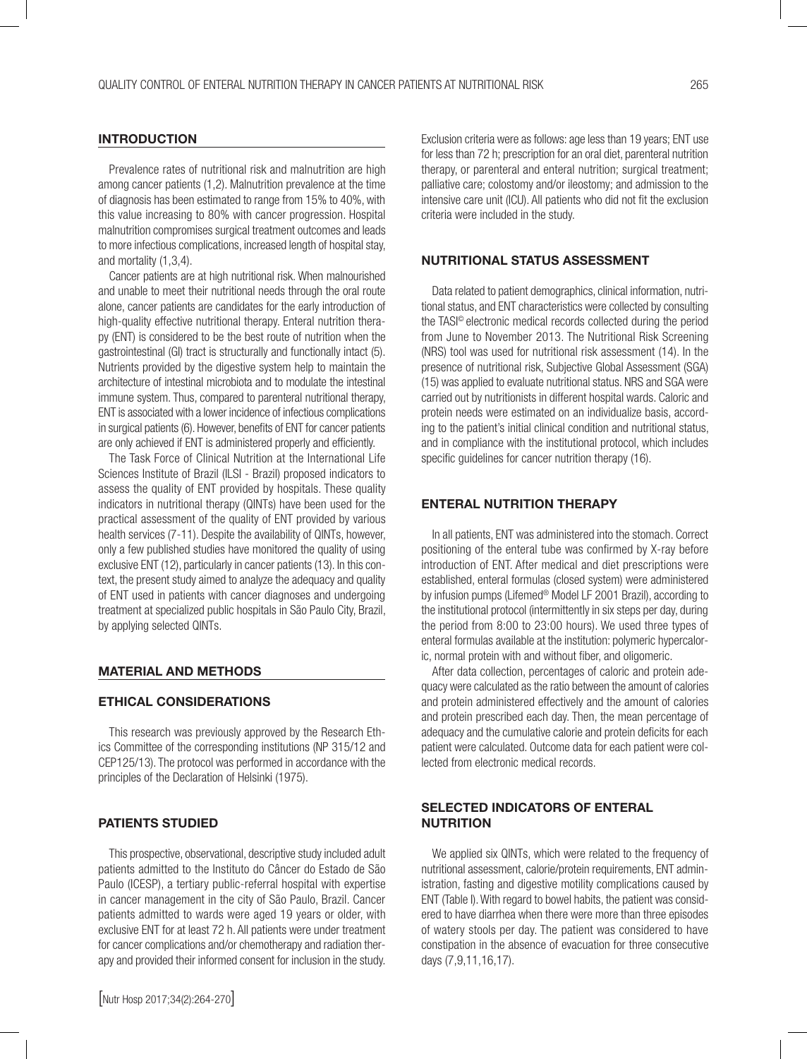## INTRODUCTION

Prevalence rates of nutritional risk and malnutrition are high among cancer patients (1,2). Malnutrition prevalence at the time of diagnosis has been estimated to range from 15% to 40%, with this value increasing to 80% with cancer progression. Hospital malnutrition compromises surgical treatment outcomes and leads to more infectious complications, increased length of hospital stay, and mortality (1,3,4).

Cancer patients are at high nutritional risk. When malnourished and unable to meet their nutritional needs through the oral route alone, cancer patients are candidates for the early introduction of high-quality effective nutritional therapy. Enteral nutrition therapy (ENT) is considered to be the best route of nutrition when the gastrointestinal (GI) tract is structurally and functionally intact (5). Nutrients provided by the digestive system help to maintain the architecture of intestinal microbiota and to modulate the intestinal immune system. Thus, compared to parenteral nutritional therapy, ENT is associated with a lower incidence of infectious complications in surgical patients (6). However, benefits of ENT for cancer patients are only achieved if ENT is administered properly and efficiently.

The Task Force of Clinical Nutrition at the International Life Sciences Institute of Brazil (ILSI - Brazil) proposed indicators to assess the quality of ENT provided by hospitals. These quality indicators in nutritional therapy (QINTs) have been used for the practical assessment of the quality of ENT provided by various health services (7-11). Despite the availability of QINTs, however, only a few published studies have monitored the quality of using exclusive ENT (12), particularly in cancer patients (13). In this context, the present study aimed to analyze the adequacy and quality of ENT used in patients with cancer diagnoses and undergoing treatment at specialized public hospitals in São Paulo City, Brazil, by applying selected QINTs.

## MATERIAL AND METHODS

### ETHICAL CONSIDERATIONS

This research was previously approved by the Research Ethics Committee of the corresponding institutions (NP 315/12 and CEP125/13). The protocol was performed in accordance with the principles of the Declaration of Helsinki (1975).

### PATIENTS STUDIED

This prospective, observational, descriptive study included adult patients admitted to the Instituto do Câncer do Estado de São Paulo (ICESP), a tertiary public-referral hospital with expertise in cancer management in the city of São Paulo, Brazil. Cancer patients admitted to wards were aged 19 years or older, with exclusive ENT for at least 72 h. All patients were under treatment for cancer complications and/or chemotherapy and radiation therapy and provided their informed consent for inclusion in the study.

Exclusion criteria were as follows: age less than 19 years; ENT use for less than 72 h; prescription for an oral diet, parenteral nutrition therapy, or parenteral and enteral nutrition; surgical treatment; palliative care; colostomy and/or ileostomy; and admission to the intensive care unit (ICU). All patients who did not fit the exclusion criteria were included in the study.

### NUTRITIONAL STATUS ASSESSMENT

Data related to patient demographics, clinical information, nutritional status, and ENT characteristics were collected by consulting the TASI© electronic medical records collected during the period from June to November 2013. The Nutritional Risk Screening (NRS) tool was used for nutritional risk assessment (14). In the presence of nutritional risk, Subjective Global Assessment (SGA) (15) was applied to evaluate nutritional status. NRS and SGA were carried out by nutritionists in different hospital wards. Caloric and protein needs were estimated on an individualize basis, according to the patient's initial clinical condition and nutritional status, and in compliance with the institutional protocol, which includes specific guidelines for cancer nutrition therapy (16).

### ENTERAL NUTRITION THERAPY

In all patients, ENT was administered into the stomach. Correct positioning of the enteral tube was confirmed by X-ray before introduction of ENT. After medical and diet prescriptions were established, enteral formulas (closed system) were administered by infusion pumps (Lifemed® Model LF 2001 Brazil), according to the institutional protocol (intermittently in six steps per day, during the period from 8:00 to 23:00 hours). We used three types of enteral formulas available at the institution: polymeric hypercaloric, normal protein with and without fiber, and oligomeric.

After data collection, percentages of caloric and protein adequacy were calculated as the ratio between the amount of calories and protein administered effectively and the amount of calories and protein prescribed each day. Then, the mean percentage of adequacy and the cumulative calorie and protein deficits for each patient were calculated. Outcome data for each patient were collected from electronic medical records.

### SELECTED INDICATORS OF ENTERAL NUTRITION

We applied six QINTs, which were related to the frequency of nutritional assessment, calorie/protein requirements, ENT administration, fasting and digestive motility complications caused by ENT (Table I). With regard to bowel habits, the patient was considered to have diarrhea when there were more than three episodes of watery stools per day. The patient was considered to have constipation in the absence of evacuation for three consecutive days (7,9,11,16,17).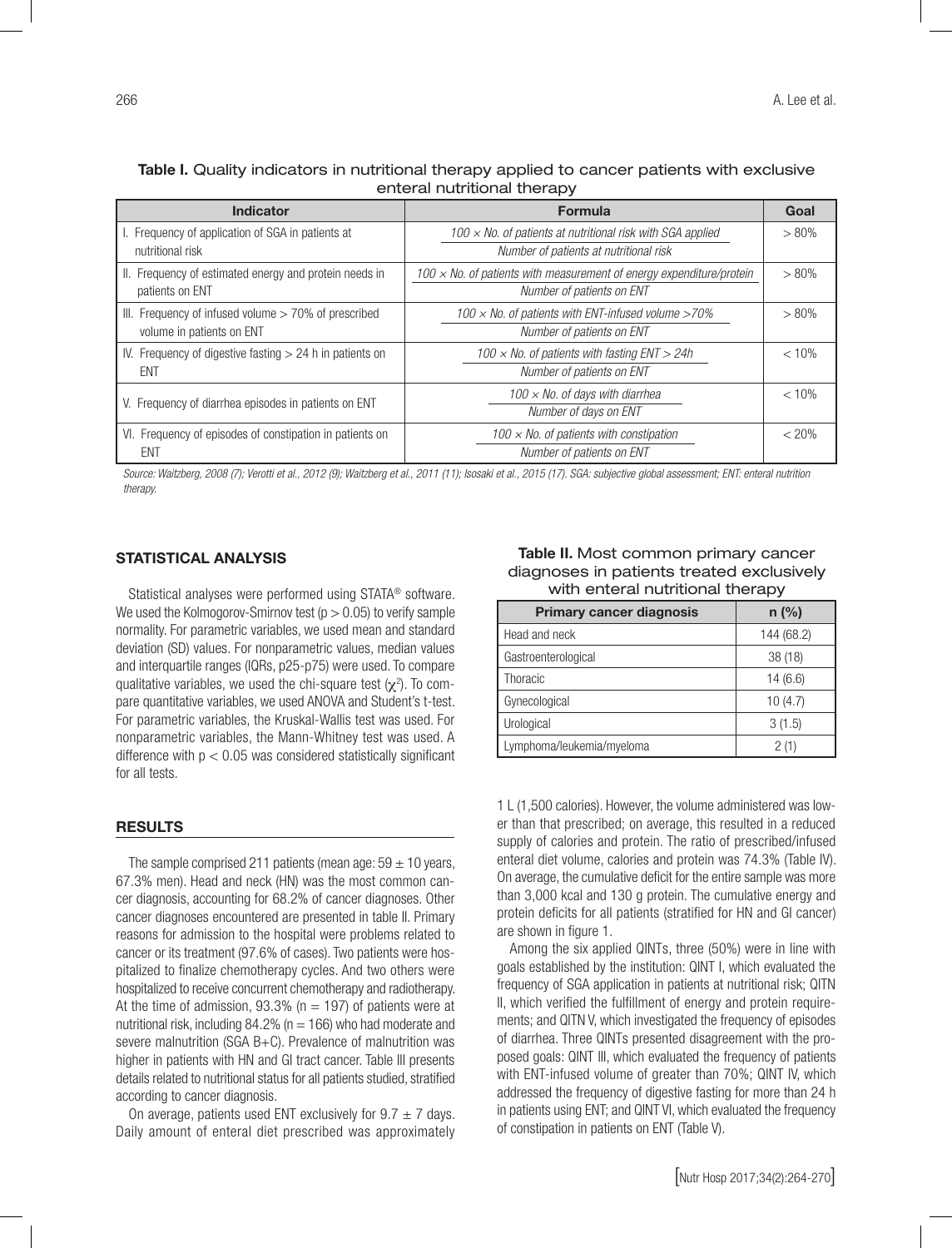**Table I.** Quality indicators in nutritional therapy applied to cancer patients with exclusive enteral nutritional therapy

| Indicator | Formula | Goal |
|---|---|---|
| I. Frequency of application of SGA in patients at nutritional risk | *100 × No. of patients at nutritional risk with SGA applied* / *Number of patients at nutritional risk* | > 80% |
| II. Frequency of estimated energy and protein needs in patients on ENT | *100 × No. of patients with measurement of energy expenditure/protein* / *Number of patients on ENT* | > 80% |
| III. Frequency of infused volume > 70% of prescribed volume in patients on ENT | *100 × No. of patients with ENT-infused volume >70%* / *Number of patients on ENT* | > 80% |
| IV. Frequency of digestive fasting > 24 h in patients on ENT | *100 × No. of patients with fasting ENT > 24h* / *Number of patients on ENT* | < 10% |
| V. Frequency of diarrhea episodes in patients on ENT | *100 × No. of days with diarrhea* / *Number of days on ENT* | < 10% |
| VI. Frequency of episodes of constipation in patients on ENT | *100 × No. of patients with constipation* / *Number of patients on ENT* | < 20% |

*Source: Waitzberg, 2008 (7); Verotti et al., 2012 (9); Waitzberg et al., 2011 (11); Isosaki et al., 2015 (17). SGA: subjective global assessment; ENT: enteral nutrition therapy.*

## STATISTICAL ANALYSIS

Statistical analyses were performed using STATA® software. We used the Kolmogorov-Smirnov test ($p > 0.05$) to verify sample normality. For parametric variables, we used mean and standard deviation (SD) values. For nonparametric values, median values and interquartile ranges (IQRs, p25-p75) were used. To compare qualitative variables, we used the chi-square test ($\chi^2$). To compare quantitative variables, we used ANOVA and Student's t-test. For parametric variables, the Kruskal-Wallis test was used. For nonparametric variables, the Mann-Whitney test was used. A difference with $p < 0.05$ was considered statistically significant for all tests.

## RESULTS

The sample comprised 211 patients (mean age: 59 ± 10 years, 67.3% men). Head and neck (HN) was the most common cancer diagnosis, accounting for 68.2% of cancer diagnoses. Other cancer diagnoses encountered are presented in table II. Primary reasons for admission to the hospital were problems related to cancer or its treatment (97.6% of cases). Two patients were hospitalized to finalize chemotherapy cycles. And two others were hospitalized to receive concurrent chemotherapy and radiotherapy. At the time of admission, 93.3% (n = 197) of patients were at nutritional risk, including 84.2% (n = 166) who had moderate and severe malnutrition (SGA B+C). Prevalence of malnutrition was higher in patients with HN and GI tract cancer. Table III presents details related to nutritional status for all patients studied, stratified according to cancer diagnosis.

On average, patients used ENT exclusively for 9.7 ± 7 days. Daily amount of enteral diet prescribed was approximately 1 L (1,500 calories). However, the volume administered was lower than that prescribed; on average, this resulted in a reduced supply of calories and protein. The ratio of prescribed/infused enteral diet volume, calories and protein was 74.3% (Table IV). On average, the cumulative deficit for the entire sample was more than 3,000 kcal and 130 g protein. The cumulative energy and protein deficits for all patients (stratified for HN and GI cancer) are shown in figure 1.

Among the six applied QINTs, three (50%) were in line with goals established by the institution: QINT I, which evaluated the frequency of SGA application in patients at nutritional risk; QITN II, which verified the fulfillment of energy and protein requirements; and QITN V, which investigated the frequency of episodes of diarrhea. Three QINTs presented disagreement with the proposed goals: QINT III, which evaluated the frequency of patients with ENT-infused volume of greater than 70%; QINT IV, which addressed the frequency of digestive fasting for more than 24 h in patients using ENT; and QINT VI, which evaluated the frequency of constipation in patients on ENT (Table V).

**Table II.** Most common primary cancer diagnoses in patients treated exclusively with enteral nutritional therapy

| Primary cancer diagnosis | n (%) |
|---|---|
| Head and neck | 144 (68.2) |
| Gastroenterological | 38 (18) |
| Thoracic | 14 (6.6) |
| Gynecological | 10 (4.7) |
| Urological | 3 (1.5) |
| Lymphoma/leukemia/myeloma | 2 (1) |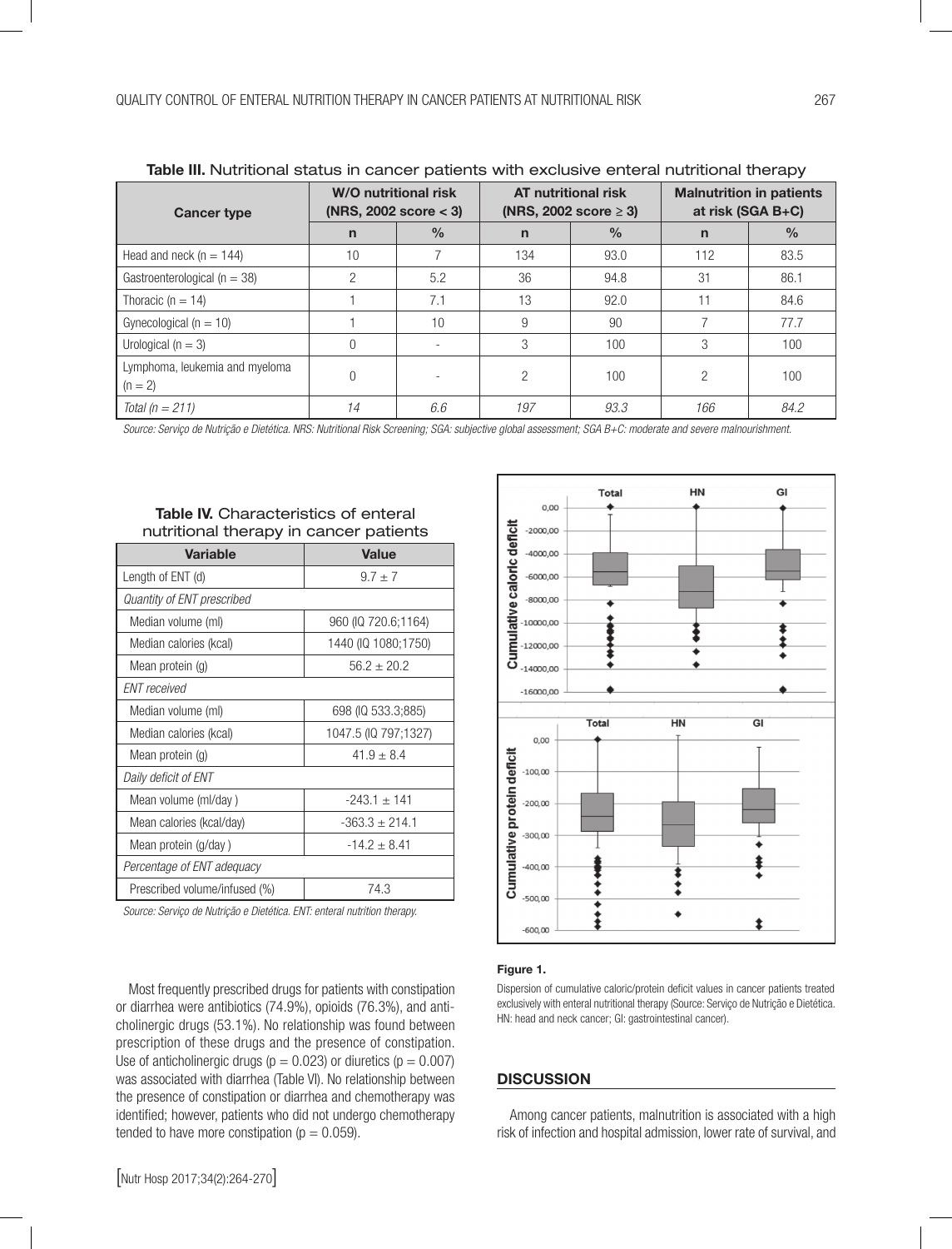**Table III.** Nutritional status in cancer patients with exclusive enteral nutritional therapy

| Cancer type | W/O nutritional risk (NRS, 2002 score < 3) | | AT nutritional risk (NRS, 2002 score ≥ 3) | | Malnutrition in patients at risk (SGA B+C) | |
|---|---|---|---|---|---|---|
| | n | % | n | % | n | % |
| Head and neck (n = 144) | 10 | 7 | 134 | 93.0 | 112 | 83.5 |
| Gastroenterological (n = 38) | 2 | 5.2 | 36 | 94.8 | 31 | 86.1 |
| Thoracic (n = 14) | 1 | 7.1 | 13 | 92.0 | 11 | 84.6 |
| Gynecological (n = 10) | 1 | 10 | 9 | 90 | 7 | 77.7 |
| Urological (n = 3) | 0 | - | 3 | 100 | 3 | 100 |
| Lymphoma, leukemia and myeloma (n = 2) | 0 | - | 2 | 100 | 2 | 100 |
| *Total (n = 211)* | *14* | *6.6* | *197* | *93.3* | *166* | *84.2* |

*Source: Serviço de Nutrição e Dietética. NRS: Nutritional Risk Screening; SGA: subjective global assessment; SGA B+C: moderate and severe malnourishment.*

**Table IV.** Characteristics of enteral nutritional therapy in cancer patients

| Variable | Value |
|---|---|
| Length of ENT (d) | 9.7 ± 7 |
| *Quantity of ENT prescribed* | |
| Median volume (ml) | 960 (IQ 720.6;1164) |
| Median calories (kcal) | 1440 (IQ 1080;1750) |
| Mean protein (g) | 56.2 ± 20.2 |
| *ENT received* | |
| Median volume (ml) | 698 (IQ 533.3;885) |
| Median calories (kcal) | 1047.5 (IQ 797;1327) |
| Mean protein (g) | 41.9 ± 8.4 |
| *Daily deficit of ENT* | |
| Mean volume (ml/day ) | -243.1 ± 141 |
| Mean calories (kcal/day) | -363.3 ± 214.1 |
| Mean protein (g/day ) | -14.2 ± 8.41 |
| *Percentage of ENT adequacy* | |
| Prescribed volume/infused (%) | 74.3 |

*Source: Serviço de Nutrição e Dietética. ENT: enteral nutrition therapy.*

**Figure 1.**

Dispersion of cumulative caloric/protein deficit values in cancer patients treated exclusively with enteral nutritional therapy (Source: Serviço de Nutrição e Dietética. HN: head and neck cancer; GI: gastrointestinal cancer).

Most frequently prescribed drugs for patients with constipation or diarrhea were antibiotics (74.9%), opioids (76.3%), and anticholinergic drugs (53.1%). No relationship was found between prescription of these drugs and the presence of constipation. Use of anticholinergic drugs ($p = 0.023$) or diuretics ($p = 0.007$) was associated with diarrhea (Table VI). No relationship between the presence of constipation or diarrhea and chemotherapy was identified; however, patients who did not undergo chemotherapy tended to have more constipation ($p = 0.059$).

## DISCUSSION

Among cancer patients, malnutrition is associated with a high risk of infection and hospital admission, lower rate of survival, and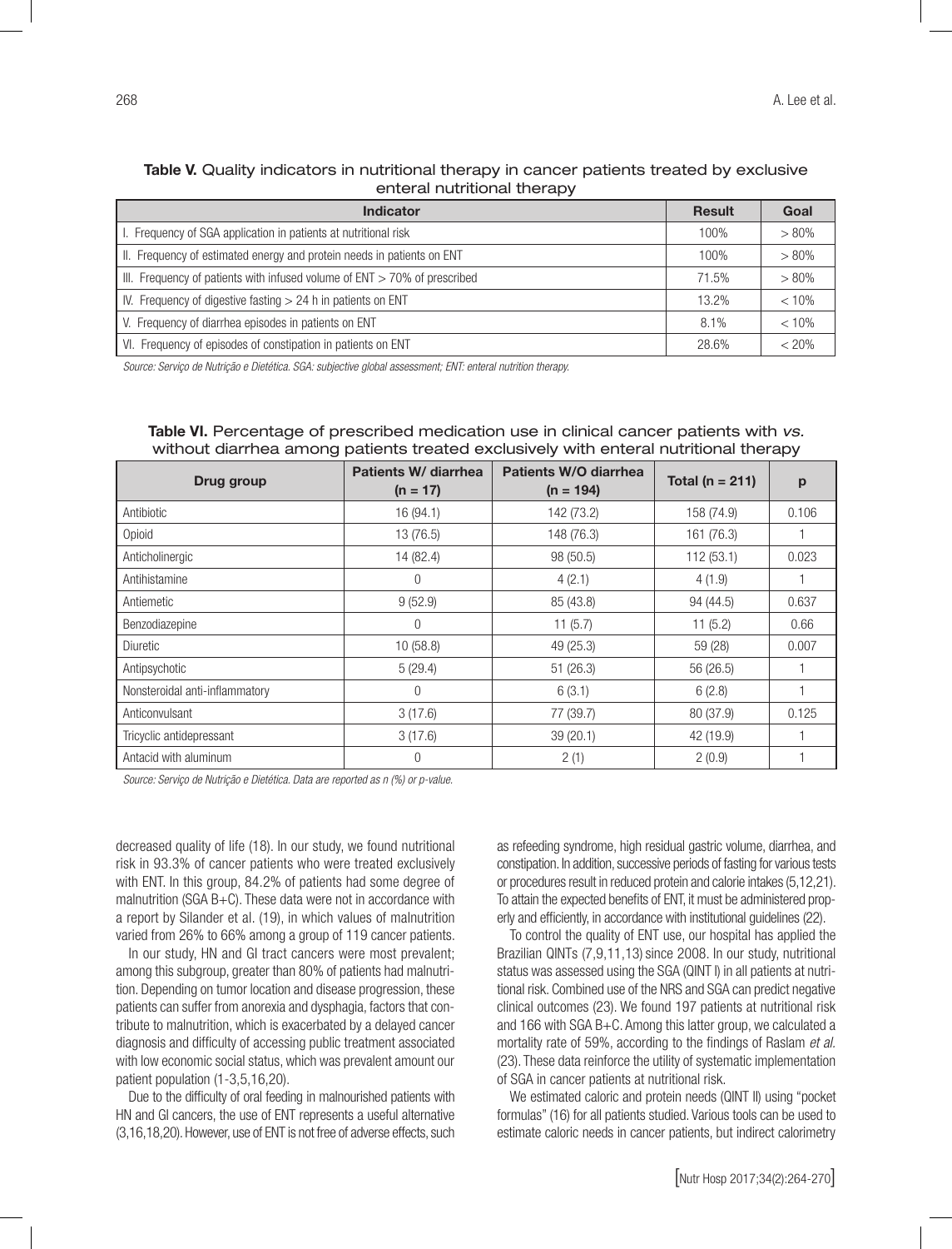**Table V.** Quality indicators in nutritional therapy in cancer patients treated by exclusive enteral nutritional therapy

| Indicator | Result | Goal |
|---|---|---|
| I. Frequency of SGA application in patients at nutritional risk | 100% | > 80% |
| II. Frequency of estimated energy and protein needs in patients on ENT | 100% | > 80% |
| III. Frequency of patients with infused volume of ENT > 70% of prescribed | 71.5% | > 80% |
| IV. Frequency of digestive fasting > 24 h in patients on ENT | 13.2% | < 10% |
| V. Frequency of diarrhea episodes in patients on ENT | 8.1% | < 10% |
| VI. Frequency of episodes of constipation in patients on ENT | 28.6% | < 20% |

*Source: Serviço de Nutrição e Dietética. SGA: subjective global assessment; ENT: enteral nutrition therapy.*

**Table VI.** Percentage of prescribed medication use in clinical cancer patients with *vs.* without diarrhea among patients treated exclusively with enteral nutritional therapy

| Drug group | Patients W/ diarrhea (n = 17) | Patients W/O diarrhea (n = 194) | Total (n = 211) | p |
|---|---|---|---|---|
| Antibiotic | 16 (94.1) | 142 (73.2) | 158 (74.9) | 0.106 |
| Opioid | 13 (76.5) | 148 (76.3) | 161 (76.3) | 1 |
| Anticholinergic | 14 (82.4) | 98 (50.5) | 112 (53.1) | 0.023 |
| Antihistamine | 0 | 4 (2.1) | 4 (1.9) | 1 |
| Antiemetic | 9 (52.9) | 85 (43.8) | 94 (44.5) | 0.637 |
| Benzodiazepine | 0 | 11 (5.7) | 11 (5.2) | 0.66 |
| Diuretic | 10 (58.8) | 49 (25.3) | 59 (28) | 0.007 |
| Antipsychotic | 5 (29.4) | 51 (26.3) | 56 (26.5) | 1 |
| Nonsteroidal anti-inflammatory | 0 | 6 (3.1) | 6 (2.8) | 1 |
| Anticonvulsant | 3 (17.6) | 77 (39.7) | 80 (37.9) | 0.125 |
| Tricyclic antidepressant | 3 (17.6) | 39 (20.1) | 42 (19.9) | 1 |
| Antacid with aluminum | 0 | 2 (1) | 2 (0.9) | 1 |

*Source: Serviço de Nutrição e Dietética. Data are reported as n (%) or p-value.*

decreased quality of life (18). In our study, we found nutritional risk in 93.3% of cancer patients who were treated exclusively with ENT. In this group, 84.2% of patients had some degree of malnutrition (SGA B+C). These data were not in accordance with a report by Silander et al. (19), in which values of malnutrition varied from 26% to 66% among a group of 119 cancer patients.

In our study, HN and GI tract cancers were most prevalent; among this subgroup, greater than 80% of patients had malnutrition. Depending on tumor location and disease progression, these patients can suffer from anorexia and dysphagia, factors that contribute to malnutrition, which is exacerbated by a delayed cancer diagnosis and difficulty of accessing public treatment associated with low economic social status, which was prevalent amount our patient population (1-3,5,16,20).

Due to the difficulty of oral feeding in malnourished patients with HN and GI cancers, the use of ENT represents a useful alternative (3,16,18,20). However, use of ENT is not free of adverse effects, such as refeeding syndrome, high residual gastric volume, diarrhea, and constipation. In addition, successive periods of fasting for various tests or procedures result in reduced protein and calorie intakes (5,12,21). To attain the expected benefits of ENT, it must be administered properly and efficiently, in accordance with institutional guidelines (22).

To control the quality of ENT use, our hospital has applied the Brazilian QINTs (7,9,11,13) since 2008. In our study, nutritional status was assessed using the SGA (QINT I) in all patients at nutritional risk. Combined use of the NRS and SGA can predict negative clinical outcomes (23). We found 197 patients at nutritional risk and 166 with SGA B+C. Among this latter group, we calculated a mortality rate of 59%, according to the findings of Raslam *et al.* (23). These data reinforce the utility of systematic implementation of SGA in cancer patients at nutritional risk.

We estimated caloric and protein needs (QINT II) using "pocket formulas" (16) for all patients studied. Various tools can be used to estimate caloric needs in cancer patients, but indirect calorimetry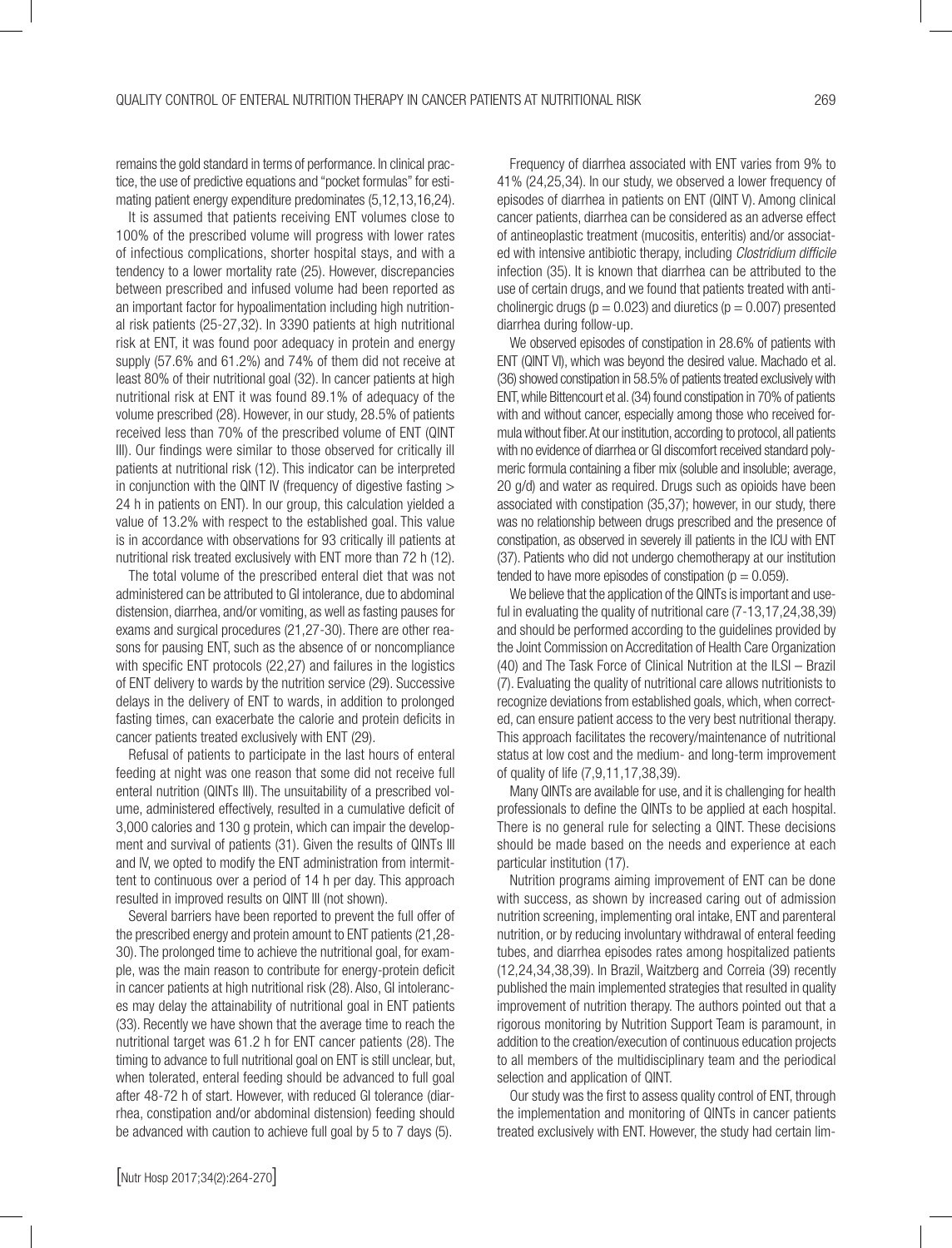remains the gold standard in terms of performance. In clinical practice, the use of predictive equations and "pocket formulas" for estimating patient energy expenditure predominates (5,12,13,16,24).

It is assumed that patients receiving ENT volumes close to 100% of the prescribed volume will progress with lower rates of infectious complications, shorter hospital stays, and with a tendency to a lower mortality rate (25). However, discrepancies between prescribed and infused volume had been reported as an important factor for hypoalimentation including high nutritional risk patients (25-27,32). In 3390 patients at high nutritional risk at ENT, it was found poor adequacy in protein and energy supply (57.6% and 61.2%) and 74% of them did not receive at least 80% of their nutritional goal (32). In cancer patients at high nutritional risk at ENT it was found 89.1% of adequacy of the volume prescribed (28). However, in our study, 28.5% of patients received less than 70% of the prescribed volume of ENT (QINT III). Our findings were similar to those observed for critically ill patients at nutritional risk (12). This indicator can be interpreted in conjunction with the QINT IV (frequency of digestive fasting > 24 h in patients on ENT). In our group, this calculation yielded a value of 13.2% with respect to the established goal. This value is in accordance with observations for 93 critically ill patients at nutritional risk treated exclusively with ENT more than 72 h (12).

The total volume of the prescribed enteral diet that was not administered can be attributed to GI intolerance, due to abdominal distension, diarrhea, and/or vomiting, as well as fasting pauses for exams and surgical procedures (21,27-30). There are other reasons for pausing ENT, such as the absence of or noncompliance with specific ENT protocols (22,27) and failures in the logistics of ENT delivery to wards by the nutrition service (29). Successive delays in the delivery of ENT to wards, in addition to prolonged fasting times, can exacerbate the calorie and protein deficits in cancer patients treated exclusively with ENT (29).

Refusal of patients to participate in the last hours of enteral feeding at night was one reason that some did not receive full enteral nutrition (QINTs III). The unsuitability of a prescribed volume, administered effectively, resulted in a cumulative deficit of 3,000 calories and 130 g protein, which can impair the development and survival of patients (31). Given the results of QINTs III and IV, we opted to modify the ENT administration from intermittent to continuous over a period of 14 h per day. This approach resulted in improved results on QINT III (not shown).

Several barriers have been reported to prevent the full offer of the prescribed energy and protein amount to ENT patients (21,28-30). The prolonged time to achieve the nutritional goal, for example, was the main reason to contribute for energy-protein deficit in cancer patients at high nutritional risk (28). Also, GI intolerances may delay the attainability of nutritional goal in ENT patients (33). Recently we have shown that the average time to reach the nutritional target was 61.2 h for ENT cancer patients (28). The timing to advance to full nutritional goal on ENT is still unclear, but, when tolerated, enteral feeding should be advanced to full goal after 48-72 h of start. However, with reduced GI tolerance (diarrhea, constipation and/or abdominal distension) feeding should be advanced with caution to achieve full goal by 5 to 7 days (5).

Frequency of diarrhea associated with ENT varies from 9% to 41% (24,25,34). In our study, we observed a lower frequency of episodes of diarrhea in patients on ENT (QINT V). Among clinical cancer patients, diarrhea can be considered as an adverse effect of antineoplastic treatment (mucositis, enteritis) and/or associated with intensive antibiotic therapy, including *Clostridium difficile* infection (35). It is known that diarrhea can be attributed to the use of certain drugs, and we found that patients treated with anticholinergic drugs ($p = 0.023$) and diuretics ($p = 0.007$) presented diarrhea during follow-up.

We observed episodes of constipation in 28.6% of patients with ENT (QINT VI), which was beyond the desired value. Machado et al. (36) showed constipation in 58.5% of patients treated exclusively with ENT, while Bittencourt et al. (34) found constipation in 70% of patients with and without cancer, especially among those who received formula without fiber. At our institution, according to protocol, all patients with no evidence of diarrhea or GI discomfort received standard polymeric formula containing a fiber mix (soluble and insoluble; average, 20 g/d) and water as required. Drugs such as opioids have been associated with constipation (35,37); however, in our study, there was no relationship between drugs prescribed and the presence of constipation, as observed in severely ill patients in the ICU with ENT (37). Patients who did not undergo chemotherapy at our institution tended to have more episodes of constipation ($p = 0.059$).

We believe that the application of the QINTs is important and useful in evaluating the quality of nutritional care (7-13,17,24,38,39) and should be performed according to the guidelines provided by the Joint Commission on Accreditation of Health Care Organization (40) and The Task Force of Clinical Nutrition at the ILSI – Brazil (7). Evaluating the quality of nutritional care allows nutritionists to recognize deviations from established goals, which, when corrected, can ensure patient access to the very best nutritional therapy. This approach facilitates the recovery/maintenance of nutritional status at low cost and the medium- and long-term improvement of quality of life (7,9,11,17,38,39).

Many QINTs are available for use, and it is challenging for health professionals to define the QINTs to be applied at each hospital. There is no general rule for selecting a QINT. These decisions should be made based on the needs and experience at each particular institution (17).

Nutrition programs aiming improvement of ENT can be done with success, as shown by increased caring out of admission nutrition screening, implementing oral intake, ENT and parenteral nutrition, or by reducing involuntary withdrawal of enteral feeding tubes, and diarrhea episodes rates among hospitalized patients (12,24,34,38,39). In Brazil, Waitzberg and Correia (39) recently published the main implemented strategies that resulted in quality improvement of nutrition therapy. The authors pointed out that a rigorous monitoring by Nutrition Support Team is paramount, in addition to the creation/execution of continuous education projects to all members of the multidisciplinary team and the periodical selection and application of QINT.

Our study was the first to assess quality control of ENT, through the implementation and monitoring of QINTs in cancer patients treated exclusively with ENT. However, the study had certain lim-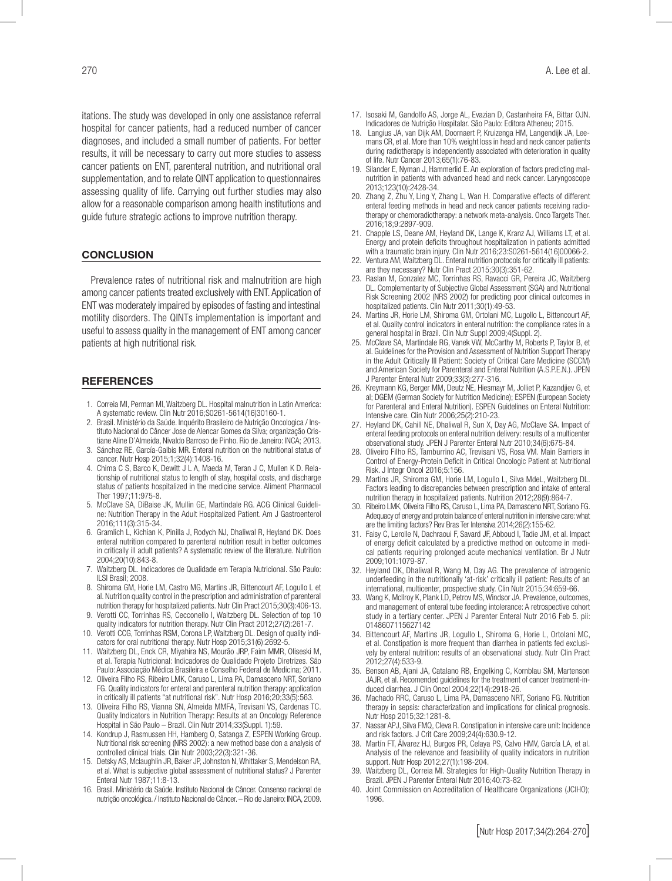itations. The study was developed in only one assistance referral hospital for cancer patients, had a reduced number of cancer diagnoses, and included a small number of patients. For better results, it will be necessary to carry out more studies to assess cancer patients on ENT, parenteral nutrition, and nutritional oral supplementation, and to relate QINT application to questionnaires assessing quality of life. Carrying out further studies may also allow for a reasonable comparison among health institutions and guide future strategic actions to improve nutrition therapy.

## CONCLUSION

Prevalence rates of nutritional risk and malnutrition are high among cancer patients treated exclusively with ENT. Application of ENT was moderately impaired by episodes of fasting and intestinal motility disorders. The QINTs implementation is important and useful to assess quality in the management of ENT among cancer patients at high nutritional risk.

## REFERENCES

1. Correia MI, Perman MI, Waitzberg DL. Hospital malnutrition in Latin America: A systematic review. Clin Nutr 2016;S0261-5614(16)30160-1.
2. Brasil. Ministério da Saúde. Inquérito Brasileiro de Nutrição Oncologica / Instituto Nacional do Câncer Jose de Alencar Gomes da Silva; organização Cristiane Aline D'Almeida, Nivaldo Barroso de Pinho. Rio de Janeiro: INCA; 2013.
3. Sánchez RE, García-Galbis MR. Enteral nutrition on the nutritional status of cancer. Nutr Hosp 2015;1;32(4):1408-16.
4. Chima C S, Barco K, Dewitt J L A, Maeda M, Teran J C, Mullen K D. Relationship of nutritional status to length of stay, hospital costs, and discharge status of patients hospitalized in the medicine service. Aliment Pharmacol Ther 1997;11:975-8.
5. McClave SA, DiBaise JK, Mullin GE, Martindale RG. ACG Clinical Guideline: Nutrition Therapy in the Adult Hospitalized Patient. Am J Gastroenterol 2016;111(3):315-34.
6. Gramlich L, Kichian K, Pinilla J, Rodych NJ, Dhaliwal R, Heyland DK. Does enteral nutrition compared to parenteral nutrition result in better outcomes in critically ill adult patients? A systematic review of the literature. Nutrition 2004;20(10):843-8.
7. Waitzberg DL. Indicadores de Qualidade em Terapia Nutricional. São Paulo: ILSI Brasil; 2008.
8. Shiroma GM, Horie LM, Castro MG, Martins JR, Bittencourt AF, Logullo L et al. Nutrition quality control in the prescription and administration of parenteral nutrition therapy for hospitalized patients. Nutr Clin Pract 2015;30(3):406-13.
9. Verotti CC, Torrinhas RS, Cecconello I, Waitzberg DL. Selection of top 10 quality indicators for nutrition therapy. Nutr Clin Pract 2012;27(2):261-7.
10. Verotti CCG, Torrinhas RSM, Corona LP, Waitzberg DL. Design of quality indicators for oral nutritional therapy. Nutr Hosp 2015;31(6):2692-5.
11. Waitzberg DL, Enck CR, Miyahira NS, Mourão JRP, Faim MMR, Oliseski M, et al. Terapia Nutricional: Indicadores de Qualidade Projeto Diretrizes. São Paulo: Associação Médica Brasileira e Conselho Federal de Medicina; 2011.
12. Oliveira Filho RS, Ribeiro LMK, Caruso L, Lima PA, Damasceno NRT, Soriano FG. Quality indicators for enteral and parenteral nutrition therapy: application in critically ill patients "at nutritional risk". Nutr Hosp 2016;20;33(5):563.
13. Oliveira Filho RS, Vianna SN, Almeida MMFA, Trevisani VS, Cardenas TC. Quality Indicators in Nutrition Therapy: Results at an Oncology Reference Hospital in São Paulo – Brazil. Clin Nutr 2014;33(Suppl. 1):59.
14. Kondrup J, Rasmussen HH, Hamberg O, Satanga Z, ESPEN Working Group. Nutritional risk screening (NRS 2002): a new method base don a analysis of controlled clinical trials. Clin Nutr 2003;22(3):321-36.
15. Detsky AS, Mclaughlin JR, Baker JP, Johnston N, Whittaker S, Mendelson RA, et al. What is subjective global assessment of nutritional status? J Parenter Enteral Nutr 1987;11:8-13.
16. Brasil. Ministério da Saúde. Instituto Nacional de Câncer. Consenso nacional de nutrição oncológica. / Instituto Nacional de Câncer. – Rio de Janeiro: INCA, 2009.
17. Isosaki M, Gandolfo AS, Jorge AL, Evazian D, Castanheira FA, Bittar OJN. Indicadores de Nutrição Hospitalar. São Paulo: Editora Atheneu; 2015.
18. Langius JA, van Dijk AM, Doornaert P, Kruizenga HM, Langendijk JA, Leemans CR, et al. More than 10% weight loss in head and neck cancer patients during radiotherapy is independently associated with deterioration in quality of life. Nutr Cancer 2013;65(1):76-83.
19. Silander E, Nyman J, Hammerlid E. An exploration of factors predicting malnutrition in patients with advanced head and neck cancer. Laryngoscope 2013;123(10):2428-34.
20. Zhang Z, Zhu Y, Ling Y, Zhang L, Wan H. Comparative effects of different enteral feeding methods in head and neck cancer patients receiving radiotherapy or chemoradiotherapy: a network meta-analysis. Onco Targets Ther. 2016;18;9:2897-909.
21. Chapple LS, Deane AM, Heyland DK, Lange K, Kranz AJ, Williams LT, et al. Energy and protein deficits throughout hospitalization in patients admitted with a traumatic brain injury. Clin Nutr 2016;23:S0261-5614(16)00066-2.
22. Ventura AM, Waitzberg DL. Enteral nutrition protocols for critically ill patients: are they necessary? Nutr Clin Pract 2015;30(3):351-62.
23. Raslan M, Gonzalez MC, Torrinhas RS, Ravacci GR, Pereira JC, Waitzberg DL. Complementarity of Subjective Global Assessment (SGA) and Nutritional Risk Screening 2002 (NRS 2002) for predicting poor clinical outcomes in hospitalized patients. Clin Nutr 2011;30(1):49-53.
24. Martins JR, Horie LM, Shiroma GM, Ortolani MC, Lugollo L, Bittencourt AF, et al. Quality control indicators in enteral nutrition: the compliance rates in a general hospital in Brazil. Clin Nutr Suppl 2009;4(Suppl. 2).
25. McClave SA, Martindale RG, Vanek VW, McCarthy M, Roberts P, Taylor B, et al. Guidelines for the Provision and Assessment of Nutrition Support Therapy in the Adult Critically Ill Patient: Society of Critical Care Medicine (SCCM) and American Society for Parenteral and Enteral Nutrition (A.S.P.E.N.). JPEN J Parenter Enteral Nutr 2009;33(3):277-316.
26. Kreymann KG, Berger MM, Deutz NE, Hiesmayr M, Jolliet P, Kazandjiev G, et al; DGEM (German Society for Nutrition Medicine); ESPEN (European Society for Parenteral and Enteral Nutrition). ESPEN Guidelines on Enteral Nutrition: Intensive care. Clin Nutr 2006;25(2):210-23.
27. Heyland DK, Cahill NE, Dhaliwal R, Sun X, Day AG, McClave SA. Impact of enteral feeding protocols on enteral nutrition delivery: results of a multicenter observational study. JPEN J Parenter Enteral Nutr 2010;34(6):675-84.
28. Oliveiro Filho RS, Tamburrino AC, Trevisani VS, Rosa VM. Main Barriers in Control of Energy-Protein Deficit in Critical Oncologic Patient at Nutritional Risk. J Integr Oncol 2016;5:156.
29. Martins JR, Shiroma GM, Horie LM, Logullo L, Silva MdeL, Waitzberg DL. Factors leading to discrepancies between prescription and intake of enteral nutrition therapy in hospitalized patients. Nutrition 2012;28(9):864-7.
30. Ribeiro LMK, Oliveira Filho RS, Caruso L, Lima PA, Damasceno NRT, Soriano FG. Adequacy of energy and protein balance of enteral nutrition in intensive care: what are the limiting factors? Rev Bras Ter Intensiva 2014;26(2):155-62.
31. Faisy C, Lerolle N, Dachraoui F, Savard JF, Abboud I, Tadie JM, et al. Impact of energy deficit calculated by a predictive method on outcome in medical patients requiring prolonged acute mechanical ventilation. Br J Nutr 2009;101:1079-87.
32. Heyland DK, Dhaliwal R, Wang M, Day AG. The prevalence of iatrogenic underfeeding in the nutritionally 'at-risk' critically ill patient: Results of an international, multicenter, prospective study. Clin Nutr 2015;34:659-66.
33. Wang K, McIlroy K, Plank LD, Petrov MS, Windsor JA. Prevalence, outcomes, and management of enteral tube feeding intolerance: A retrospective cohort study in a tertiary center. JPEN J Parenter Enteral Nutr 2016 Feb 5. pii: 0148607115627142
34. Bittencourt AF, Martins JR, Logullo L, Shiroma G, Horie L, Ortolani MC, et al. Constipation is more frequent than diarrhea in patients fed exclusively by enteral nutrition: results of an observational study. Nutr Clin Pract 2012;27(4):533-9.
35. Benson AB, Ajani JA, Catalano RB, Engelking C, Kornblau SM, Martenson JAJR, et al. Recomended guidelines for the treatment of cancer treatment-induced diarrhea. J Clin Oncol 2004;22(14):2918-26.
36. Machado RRC, Caruso L, Lima PA, Damasceno NRT, Soriano FG. Nutrition therapy in sepsis: characterization and implications for clinical prognosis. Nutr Hosp 2015;32:1281-8.
37. Nassar APJ, Silva FMQ, Cleva R. Constipation in intensive care unit: Incidence and risk factors. J Crit Care 2009;24(4):630.9-12.
38. Martín FT, Álvarez HJ, Burgos PR, Celaya PS, Calvo HMV, García LA, et al. Analysis of the relevance and feasibility of quality indicators in nutrition support. Nutr Hosp 2012;27(1):198-204.
39. Waitzberg DL, Correia MI. Strategies for High-Quality Nutrition Therapy in Brazil. JPEN J Parenter Enteral Nutr 2016;40:73-82.
40. Joint Commission on Accreditation of Healthcare Organizations (JCIHO); 1996.